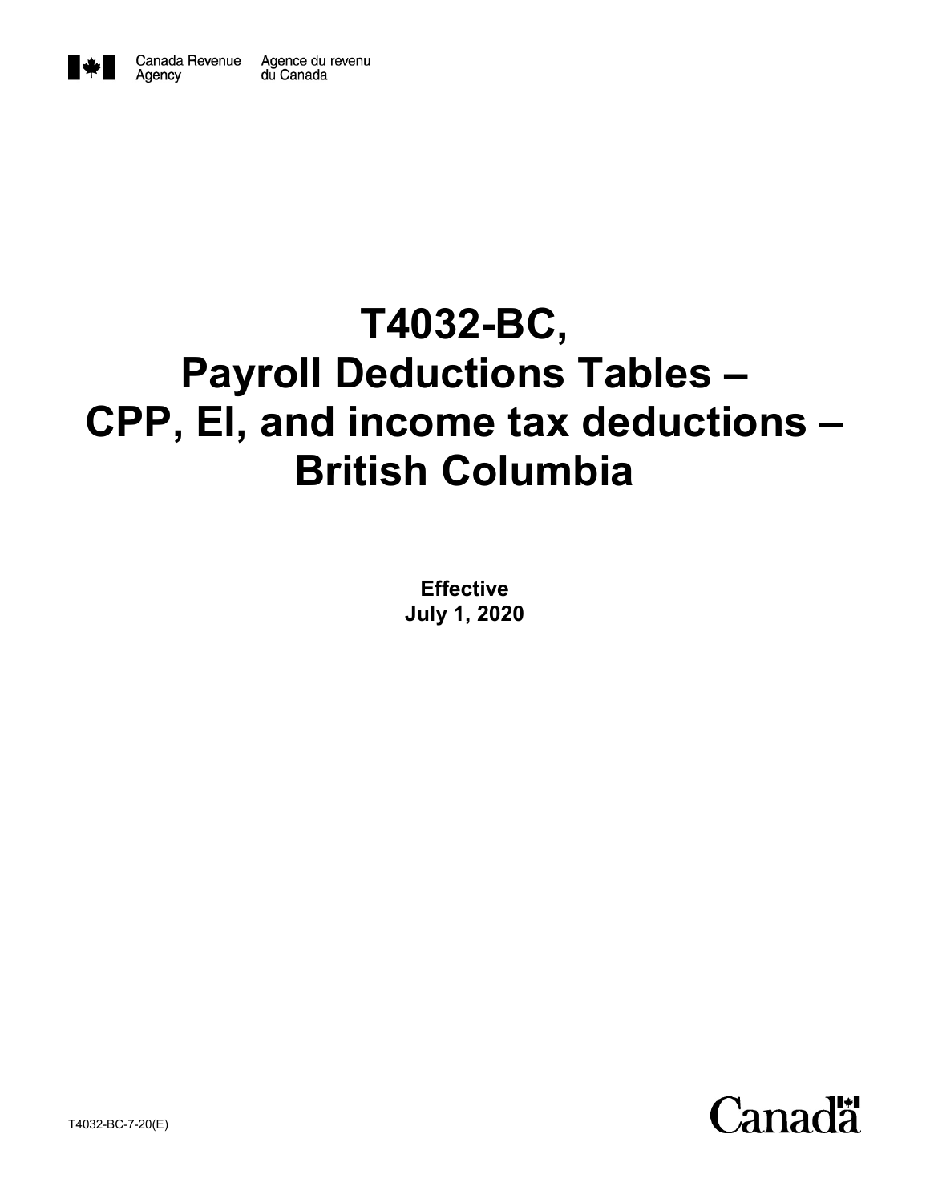Canada Revenue Agency Agence du revenu du Canada

# T4032-BC, Payroll Deductions Tables – CPP, EI, and income tax deductions – British Columbia

**Effective**
**July 1, 2020**

T4032-BC-7-20(E)

Canada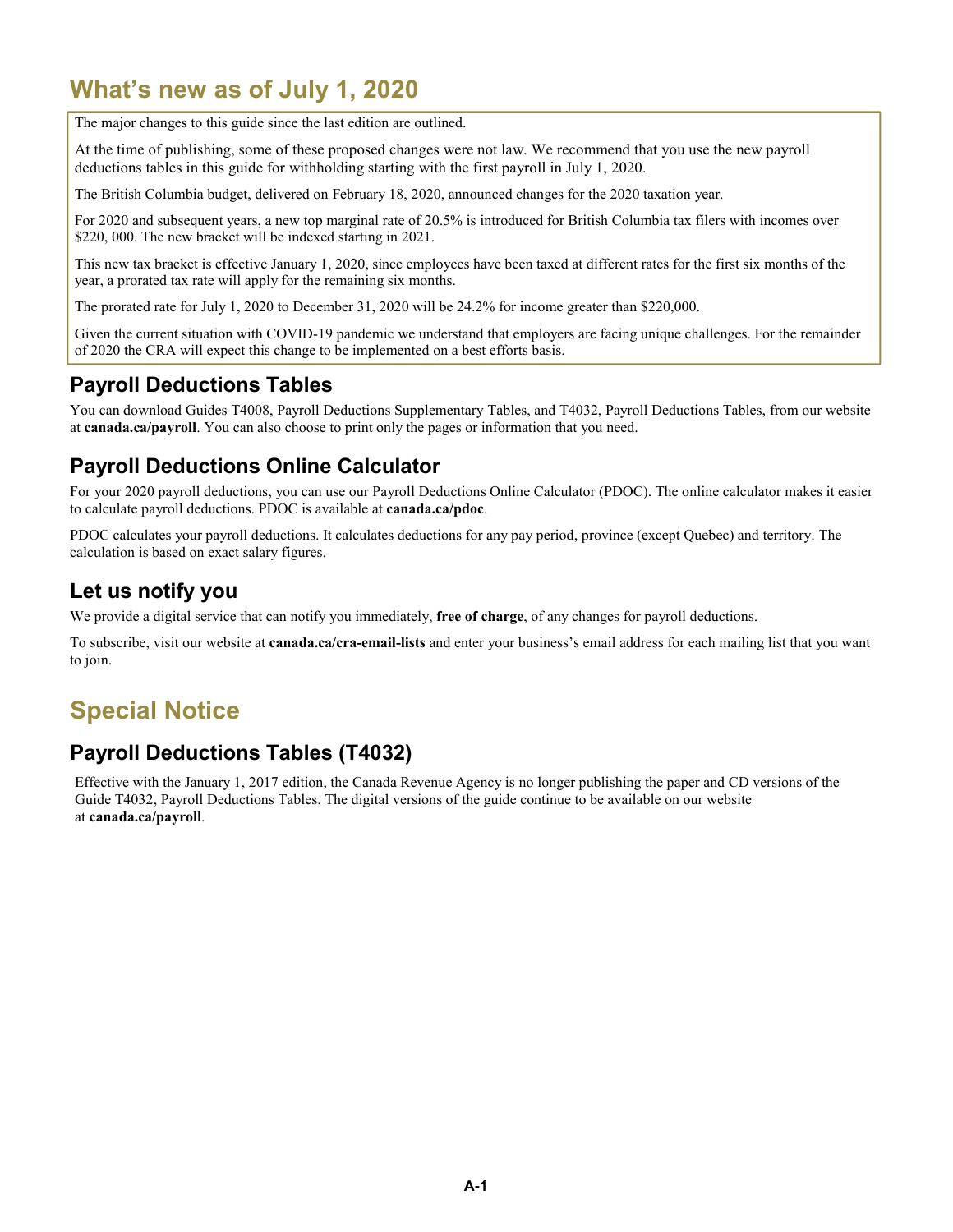# What's new as of July 1, 2020

The major changes to this guide since the last edition are outlined.

At the time of publishing, some of these proposed changes were not law. We recommend that you use the new payroll deductions tables in this guide for withholding starting with the first payroll in July 1, 2020.

The British Columbia budget, delivered on February 18, 2020, announced changes for the 2020 taxation year.

For 2020 and subsequent years, a new top marginal rate of 20.5% is introduced for British Columbia tax filers with incomes over $220, 000. The new bracket will be indexed starting in 2021.

This new tax bracket is effective January 1, 2020, since employees have been taxed at different rates for the first six months of the year, a prorated tax rate will apply for the remaining six months.

The prorated rate for July 1, 2020 to December 31, 2020 will be 24.2% for income greater than $220,000.

Given the current situation with COVID-19 pandemic we understand that employers are facing unique challenges. For the remainder of 2020 the CRA will expect this change to be implemented on a best efforts basis.

## Payroll Deductions Tables

You can download Guides T4008, Payroll Deductions Supplementary Tables, and T4032, Payroll Deductions Tables, from our website at **canada.ca/payroll**. You can also choose to print only the pages or information that you need.

## Payroll Deductions Online Calculator

For your 2020 payroll deductions, you can use our Payroll Deductions Online Calculator (PDOC). The online calculator makes it easier to calculate payroll deductions. PDOC is available at **canada.ca/pdoc**.

PDOC calculates your payroll deductions. It calculates deductions for any pay period, province (except Quebec) and territory. The calculation is based on exact salary figures.

## Let us notify you

We provide a digital service that can notify you immediately, **free of charge**, of any changes for payroll deductions.

To subscribe, visit our website at **canada.ca/cra-email-lists** and enter your business's email address for each mailing list that you want to join.

# Special Notice

## Payroll Deductions Tables (T4032)

Effective with the January 1, 2017 edition, the Canada Revenue Agency is no longer publishing the paper and CD versions of the Guide T4032, Payroll Deductions Tables. The digital versions of the guide continue to be available on our website at **canada.ca/payroll**.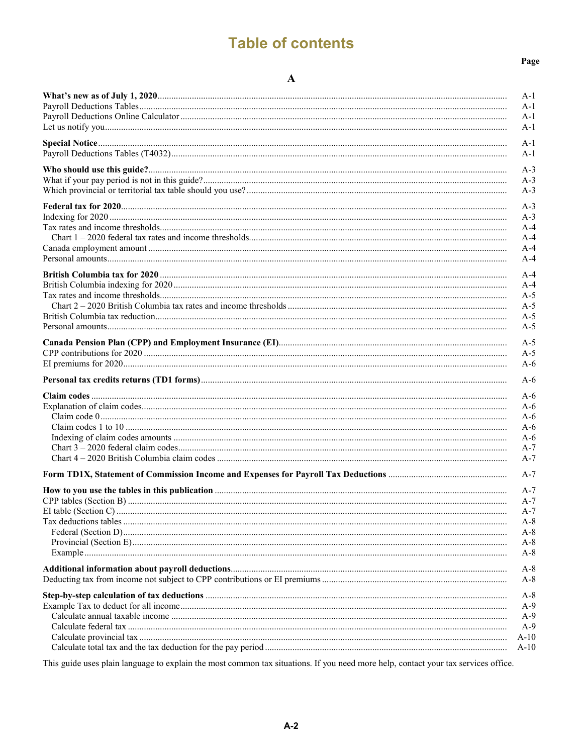# Table of contents

| | Page |
|---|---|
| **A** | |
| **What's new as of July 1, 2020** | A-1 |
| Payroll Deductions Tables | A-1 |
| Payroll Deductions Online Calculator | A-1 |
| Let us notify you | A-1 |
| **Special Notice** | A-1 |
| Payroll Deductions Tables (T4032) | A-1 |
| **Who should use this guide?** | A-3 |
| What if your pay period is not in this guide? | A-3 |
| Which provincial or territorial tax table should you use? | A-3 |
| **Federal tax for 2020** | A-3 |
| Indexing for 2020 | A-3 |
| Tax rates and income thresholds | A-4 |
| Chart 1 – 2020 federal tax rates and income thresholds | A-4 |
| Canada employment amount | A-4 |
| Personal amounts | A-4 |
| **British Columbia tax for 2020** | A-4 |
| British Columbia indexing for 2020 | A-4 |
| Tax rates and income thresholds | A-5 |
| Chart 2 – 2020 British Columbia tax rates and income thresholds | A-5 |
| British Columbia tax reduction | A-5 |
| Personal amounts | A-5 |
| **Canada Pension Plan (CPP) and Employment Insurance (EI)** | A-5 |
| CPP contributions for 2020 | A-5 |
| EI premiums for 2020 | A-6 |
| **Personal tax credits returns (TD1 forms)** | A-6 |
| **Claim codes** | A-6 |
| Explanation of claim codes | A-6 |
| Claim code 0 | A-6 |
| Claim codes 1 to 10 | A-6 |
| Indexing of claim codes amounts | A-6 |
| Chart 3 – 2020 federal claim codes | A-7 |
| Chart 4 – 2020 British Columbia claim codes | A-7 |
| **Form TD1X, Statement of Commission Income and Expenses for Payroll Tax Deductions** | A-7 |
| **How to you use the tables in this publication** | A-7 |
| CPP tables (Section B) | A-7 |
| EI table (Section C) | A-7 |
| Tax deductions tables | A-8 |
| Federal (Section D) | A-8 |
| Provincial (Section E) | A-8 |
| Example | A-8 |
| **Additional information about payroll deductions** | A-8 |
| Deducting tax from income not subject to CPP contributions or EI premiums | A-8 |
| **Step-by-step calculation of tax deductions** | A-8 |
| Example Tax to deduct for all income | A-9 |
| Calculate annual taxable income | A-9 |
| Calculate federal tax | A-9 |
| Calculate provincial tax | A-10 |
| Calculate total tax and the tax deduction for the pay period | A-10 |

This guide uses plain language to explain the most common tax situations. If you need more help, contact your tax services office.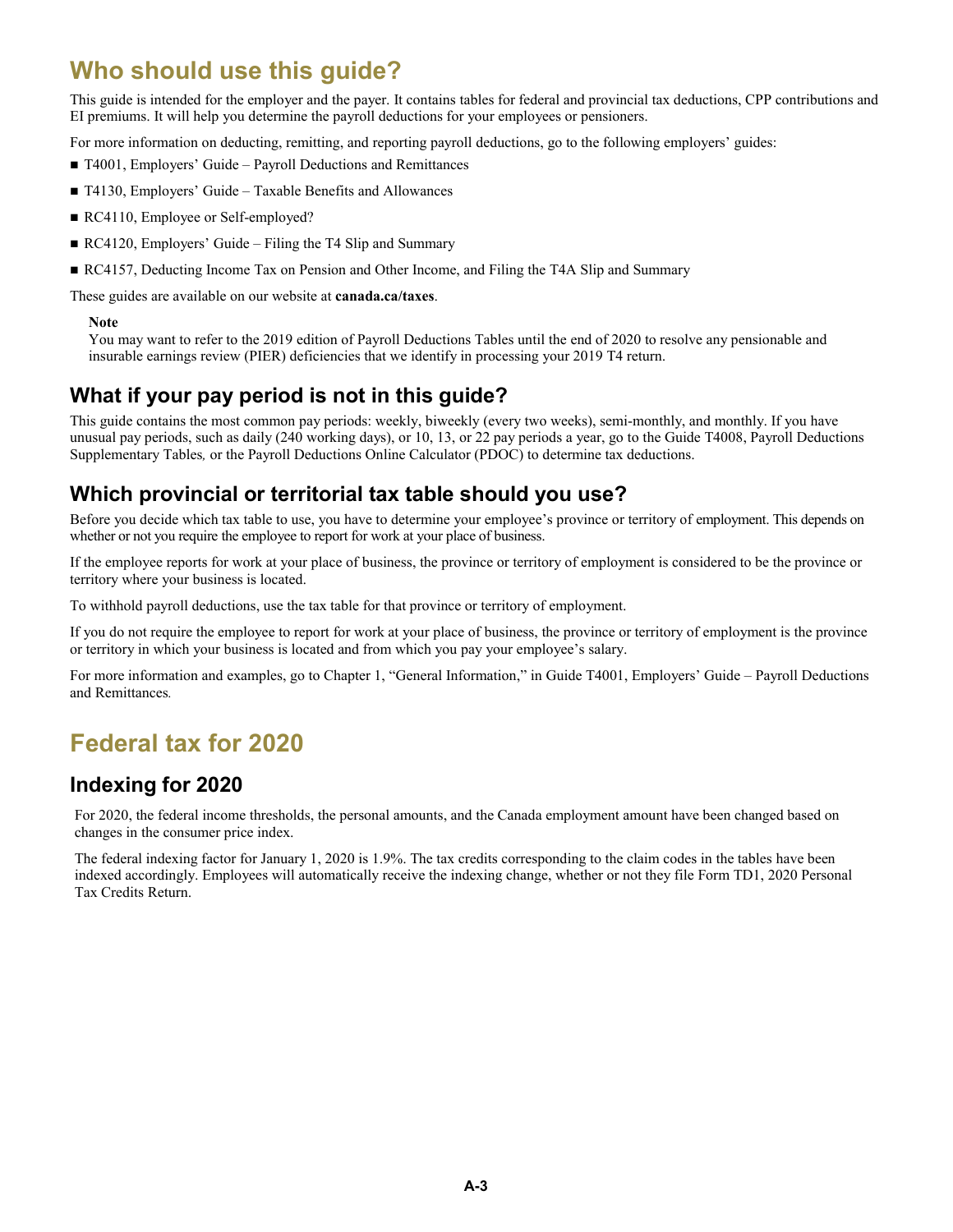# Who should use this guide?

This guide is intended for the employer and the payer. It contains tables for federal and provincial tax deductions, CPP contributions and EI premiums. It will help you determine the payroll deductions for your employees or pensioners.

For more information on deducting, remitting, and reporting payroll deductions, go to the following employers' guides:

- T4001, Employers' Guide – Payroll Deductions and Remittances
- T4130, Employers' Guide – Taxable Benefits and Allowances
- RC4110, Employee or Self-employed?
- RC4120, Employers' Guide – Filing the T4 Slip and Summary
- RC4157, Deducting Income Tax on Pension and Other Income, and Filing the T4A Slip and Summary

These guides are available on our website at **canada.ca/taxes**.

> **Note**
> You may want to refer to the 2019 edition of Payroll Deductions Tables until the end of 2020 to resolve any pensionable and insurable earnings review (PIER) deficiencies that we identify in processing your 2019 T4 return.

## What if your pay period is not in this guide?

This guide contains the most common pay periods: weekly, biweekly (every two weeks), semi-monthly, and monthly. If you have unusual pay periods, such as daily (240 working days), or 10, 13, or 22 pay periods a year, go to the Guide T4008, Payroll Deductions Supplementary Tables*,* or the Payroll Deductions Online Calculator (PDOC) to determine tax deductions.

## Which provincial or territorial tax table should you use?

Before you decide which tax table to use, you have to determine your employee's province or territory of employment. This depends on whether or not you require the employee to report for work at your place of business.

If the employee reports for work at your place of business, the province or territory of employment is considered to be the province or territory where your business is located.

To withhold payroll deductions, use the tax table for that province or territory of employment.

If you do not require the employee to report for work at your place of business, the province or territory of employment is the province or territory in which your business is located and from which you pay your employee's salary.

For more information and examples, go to Chapter 1, "General Information," in Guide T4001, Employers' Guide – Payroll Deductions and Remittances.

# Federal tax for 2020

## Indexing for 2020

For 2020, the federal income thresholds, the personal amounts, and the Canada employment amount have been changed based on changes in the consumer price index.

The federal indexing factor for January 1, 2020 is 1.9%. The tax credits corresponding to the claim codes in the tables have been indexed accordingly. Employees will automatically receive the indexing change, whether or not they file Form TD1, 2020 Personal Tax Credits Return.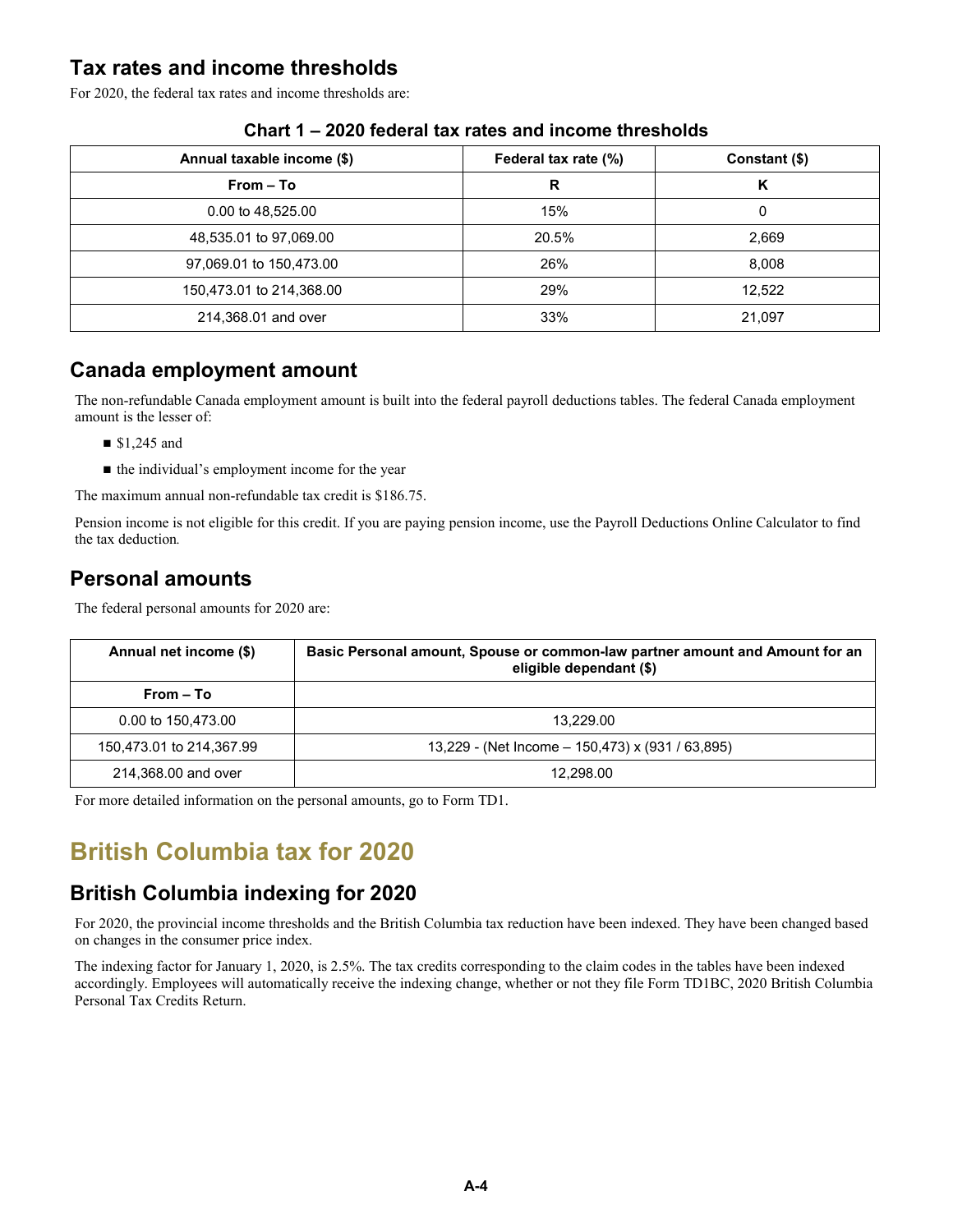## Tax rates and income thresholds

For 2020, the federal tax rates and income thresholds are:

**Chart 1 – 2020 federal tax rates and income thresholds**

| Annual taxable income ($) | Federal tax rate (%) | Constant ($) |
|---|---|---|
| From – To | R | K |
| 0.00 to 48,525.00 | 15% | 0 |
| 48,535.01 to 97,069.00 | 20.5% | 2,669 |
| 97,069.01 to 150,473.00 | 26% | 8,008 |
| 150,473.01 to 214,368.00 | 29% | 12,522 |
| 214,368.01 and over | 33% | 21,097 |

## Canada employment amount

The non-refundable Canada employment amount is built into the federal payroll deductions tables. The federal Canada employment amount is the lesser of:

- $1,245 and
- the individual's employment income for the year

The maximum annual non-refundable tax credit is $186.75.

Pension income is not eligible for this credit. If you are paying pension income, use the Payroll Deductions Online Calculator to find the tax deduction.

## Personal amounts

The federal personal amounts for 2020 are:

| Annual net income ($) | Basic Personal amount, Spouse or common-law partner amount and Amount for an eligible dependant ($) |
|---|---|
| From – To | |
| 0.00 to 150,473.00 | 13,229.00 |
| 150,473.01 to 214,367.99 | 13,229 - (Net Income – 150,473) x (931 / 63,895) |
| 214,368.00 and over | 12,298.00 |

For more detailed information on the personal amounts, go to Form TD1.

# British Columbia tax for 2020

## British Columbia indexing for 2020

For 2020, the provincial income thresholds and the British Columbia tax reduction have been indexed. They have been changed based on changes in the consumer price index.

The indexing factor for January 1, 2020, is 2.5%. The tax credits corresponding to the claim codes in the tables have been indexed accordingly. Employees will automatically receive the indexing change, whether or not they file Form TD1BC, 2020 British Columbia Personal Tax Credits Return.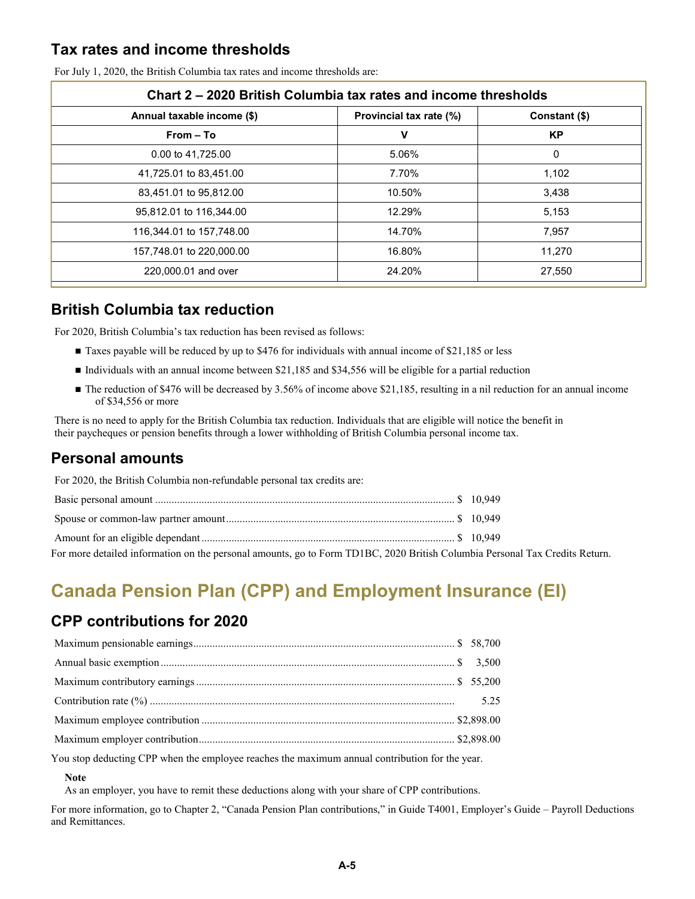## Tax rates and income thresholds

For July 1, 2020, the British Columbia tax rates and income thresholds are:

| Chart 2 – 2020 British Columbia tax rates and income thresholds | | |
|---|---|---|
| **Annual taxable income ($)** | **Provincial tax rate (%)** | **Constant ($)** |
| **From – To** | **V** | **KP** |
| 0.00 to 41,725.00 | 5.06% | 0 |
| 41,725.01 to 83,451.00 | 7.70% | 1,102 |
| 83,451.01 to 95,812.00 | 10.50% | 3,438 |
| 95,812.01 to 116,344.00 | 12.29% | 5,153 |
| 116,344.01 to 157,748.00 | 14.70% | 7,957 |
| 157,748.01 to 220,000.00 | 16.80% | 11,270 |
| 220,000.01 and over | 24.20% | 27,550 |

## British Columbia tax reduction

For 2020, British Columbia's tax reduction has been revised as follows:

- Taxes payable will be reduced by up to $476 for individuals with annual income of $21,185 or less
- Individuals with an annual income between $21,185 and $34,556 will be eligible for a partial reduction
- The reduction of $476 will be decreased by 3.56% of income above $21,185, resulting in a nil reduction for an annual income of $34,556 or more

There is no need to apply for the British Columbia tax reduction. Individuals that are eligible will notice the benefit in their paycheques or pension benefits through a lower withholding of British Columbia personal income tax.

## Personal amounts

For 2020, the British Columbia non-refundable personal tax credits are:

Basic personal amount .......... $ 10,949

Spouse or common-law partner amount .......... $ 10,949

Amount for an eligible dependant .......... $ 10,949

For more detailed information on the personal amounts, go to Form TD1BC, 2020 British Columbia Personal Tax Credits Return.

# Canada Pension Plan (CPP) and Employment Insurance (EI)

## CPP contributions for 2020

Maximum pensionable earnings .......... $ 58,700

Annual basic exemption .......... $ 3,500

Maximum contributory earnings .......... $ 55,200

Contribution rate (%) .......... 5.25

Maximum employee contribution .......... $2,898.00

Maximum employer contribution .......... $2,898.00

You stop deducting CPP when the employee reaches the maximum annual contribution for the year.

**Note**
As an employer, you have to remit these deductions along with your share of CPP contributions.

For more information, go to Chapter 2, "Canada Pension Plan contributions," in Guide T4001, Employer's Guide – Payroll Deductions and Remittances.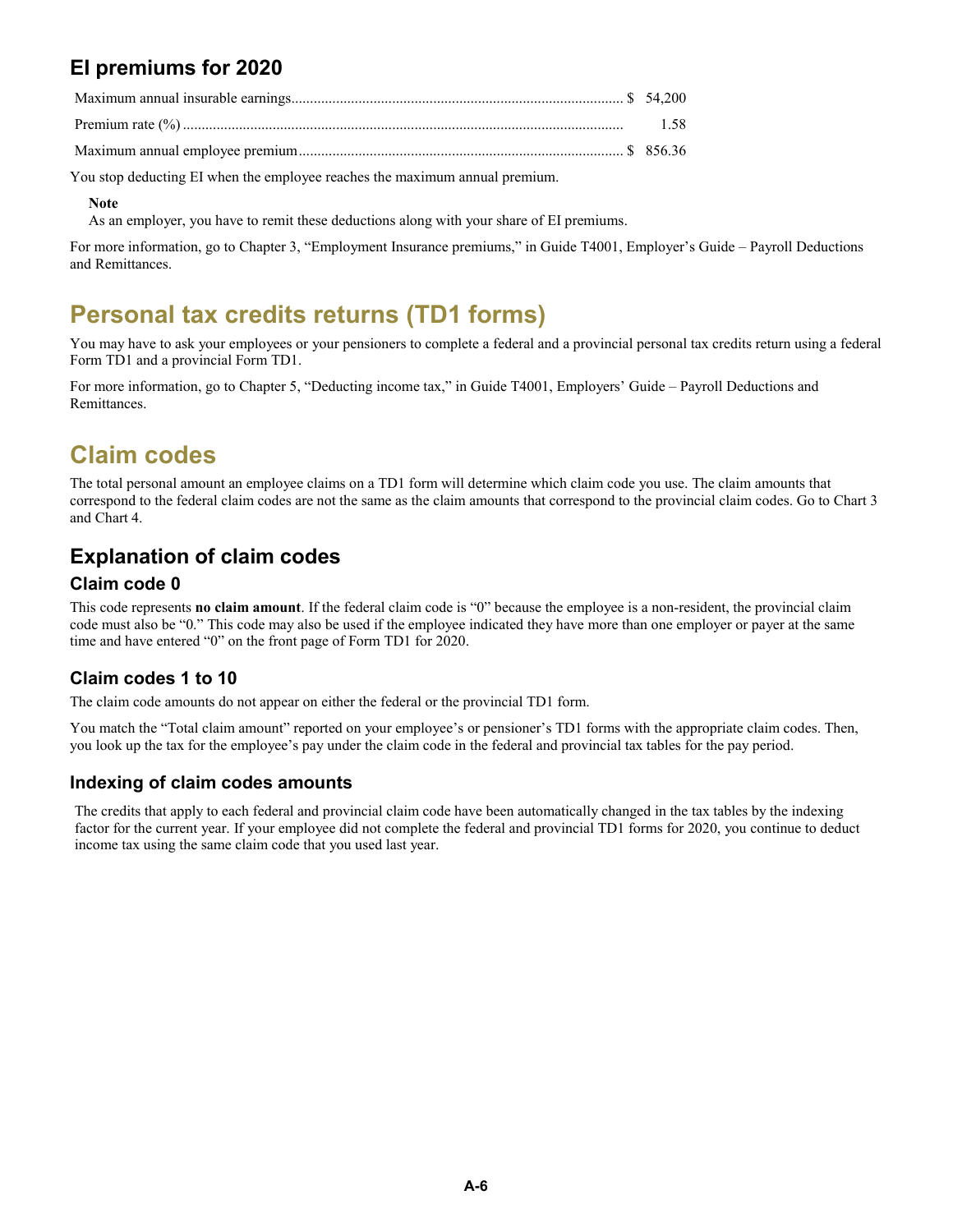## EI premiums for 2020

| | |
|---|---|
| Maximum annual insurable earnings | $ 54,200 |
| Premium rate (%) | 1.58 |
| Maximum annual employee premium | $ 856.36 |

You stop deducting EI when the employee reaches the maximum annual premium.

**Note**
As an employer, you have to remit these deductions along with your share of EI premiums.

For more information, go to Chapter 3, "Employment Insurance premiums," in Guide T4001, Employer's Guide – Payroll Deductions and Remittances.

# Personal tax credits returns (TD1 forms)

You may have to ask your employees or your pensioners to complete a federal and a provincial personal tax credits return using a federal Form TD1 and a provincial Form TD1.

For more information, go to Chapter 5, "Deducting income tax," in Guide T4001, Employers' Guide – Payroll Deductions and Remittances.

# Claim codes

The total personal amount an employee claims on a TD1 form will determine which claim code you use. The claim amounts that correspond to the federal claim codes are not the same as the claim amounts that correspond to the provincial claim codes. Go to Chart 3 and Chart 4.

## Explanation of claim codes

### Claim code 0

This code represents **no claim amount**. If the federal claim code is "0" because the employee is a non-resident, the provincial claim code must also be "0." This code may also be used if the employee indicated they have more than one employer or payer at the same time and have entered "0" on the front page of Form TD1 for 2020.

### Claim codes 1 to 10

The claim code amounts do not appear on either the federal or the provincial TD1 form.

You match the "Total claim amount" reported on your employee's or pensioner's TD1 forms with the appropriate claim codes. Then, you look up the tax for the employee's pay under the claim code in the federal and provincial tax tables for the pay period.

### Indexing of claim codes amounts

The credits that apply to each federal and provincial claim code have been automatically changed in the tax tables by the indexing factor for the current year. If your employee did not complete the federal and provincial TD1 forms for 2020, you continue to deduct income tax using the same claim code that you used last year.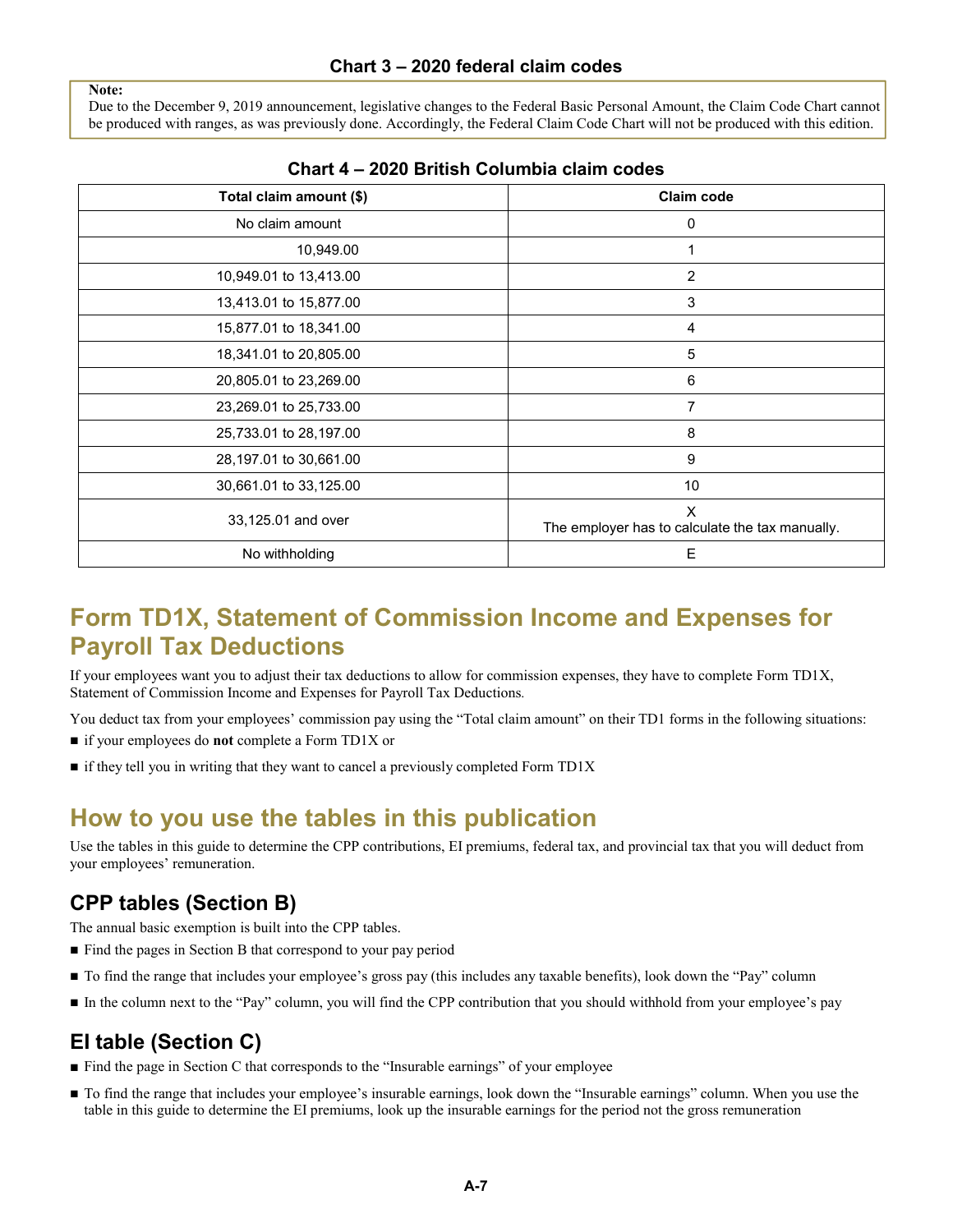### Chart 3 – 2020 federal claim codes

**Note:**
Due to the December 9, 2019 announcement, legislative changes to the Federal Basic Personal Amount, the Claim Code Chart cannot be produced with ranges, as was previously done. Accordingly, the Federal Claim Code Chart will not be produced with this edition.

### Chart 4 – 2020 British Columbia claim codes

| Total claim amount ($) | Claim code |
|---|---|
| No claim amount | 0 |
| 10,949.00 | 1 |
| 10,949.01 to 13,413.00 | 2 |
| 13,413.01 to 15,877.00 | 3 |
| 15,877.01 to 18,341.00 | 4 |
| 18,341.01 to 20,805.00 | 5 |
| 20,805.01 to 23,269.00 | 6 |
| 23,269.01 to 25,733.00 | 7 |
| 25,733.01 to 28,197.00 | 8 |
| 28,197.01 to 30,661.00 | 9 |
| 30,661.01 to 33,125.00 | 10 |
| 33,125.01 and over | X<br>The employer has to calculate the tax manually. |
| No withholding | E |

## Form TD1X, Statement of Commission Income and Expenses for Payroll Tax Deductions

If your employees want you to adjust their tax deductions to allow for commission expenses, they have to complete Form TD1X, Statement of Commission Income and Expenses for Payroll Tax Deductions.

You deduct tax from your employees' commission pay using the "Total claim amount" on their TD1 forms in the following situations:

- if your employees do **not** complete a Form TD1X or
- if they tell you in writing that they want to cancel a previously completed Form TD1X

## How to you use the tables in this publication

Use the tables in this guide to determine the CPP contributions, EI premiums, federal tax, and provincial tax that you will deduct from your employees' remuneration.

### CPP tables (Section B)

The annual basic exemption is built into the CPP tables.

- Find the pages in Section B that correspond to your pay period
- To find the range that includes your employee's gross pay (this includes any taxable benefits), look down the "Pay" column
- In the column next to the "Pay" column, you will find the CPP contribution that you should withhold from your employee's pay

### EI table (Section C)

- Find the page in Section C that corresponds to the "Insurable earnings" of your employee
- To find the range that includes your employee's insurable earnings, look down the "Insurable earnings" column. When you use the table in this guide to determine the EI premiums, look up the insurable earnings for the period not the gross remuneration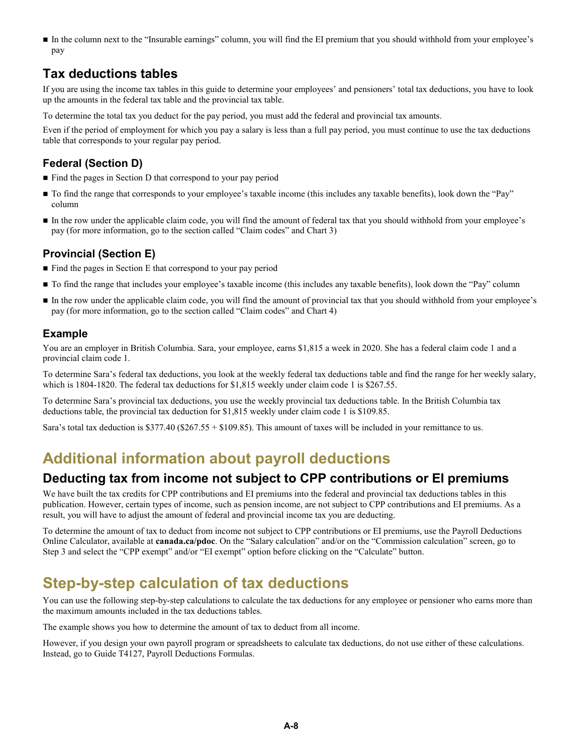- In the column next to the "Insurable earnings" column, you will find the EI premium that you should withhold from your employee's pay

## Tax deductions tables

If you are using the income tax tables in this guide to determine your employees' and pensioners' total tax deductions, you have to look up the amounts in the federal tax table and the provincial tax table.

To determine the total tax you deduct for the pay period, you must add the federal and provincial tax amounts.

Even if the period of employment for which you pay a salary is less than a full pay period, you must continue to use the tax deductions table that corresponds to your regular pay period.

### Federal (Section D)

- Find the pages in Section D that correspond to your pay period
- To find the range that corresponds to your employee's taxable income (this includes any taxable benefits), look down the "Pay" column
- In the row under the applicable claim code, you will find the amount of federal tax that you should withhold from your employee's pay (for more information, go to the section called "Claim codes" and Chart 3)

### Provincial (Section E)

- Find the pages in Section E that correspond to your pay period
- To find the range that includes your employee's taxable income (this includes any taxable benefits), look down the "Pay" column
- In the row under the applicable claim code, you will find the amount of provincial tax that you should withhold from your employee's pay (for more information, go to the section called "Claim codes" and Chart 4)

### Example

You are an employer in British Columbia. Sara, your employee, earns $1,815 a week in 2020. She has a federal claim code 1 and a provincial claim code 1.

To determine Sara's federal tax deductions, you look at the weekly federal tax deductions table and find the range for her weekly salary, which is 1804-1820. The federal tax deductions for $1,815 weekly under claim code 1 is $267.55.

To determine Sara's provincial tax deductions, you use the weekly provincial tax deductions table. In the British Columbia tax deductions table, the provincial tax deduction for $1,815 weekly under claim code 1 is $109.85.

Sara's total tax deduction is $377.40 ($267.55 + $109.85). This amount of taxes will be included in your remittance to us.

# Additional information about payroll deductions

## Deducting tax from income not subject to CPP contributions or EI premiums

We have built the tax credits for CPP contributions and EI premiums into the federal and provincial tax deductions tables in this publication. However, certain types of income, such as pension income, are not subject to CPP contributions and EI premiums. As a result, you will have to adjust the amount of federal and provincial income tax you are deducting.

To determine the amount of tax to deduct from income not subject to CPP contributions or EI premiums, use the Payroll Deductions Online Calculator, available at **canada.ca/pdoc**. On the "Salary calculation" and/or on the "Commission calculation" screen, go to Step 3 and select the "CPP exempt" and/or "EI exempt" option before clicking on the "Calculate" button.

# Step-by-step calculation of tax deductions

You can use the following step-by-step calculations to calculate the tax deductions for any employee or pensioner who earns more than the maximum amounts included in the tax deductions tables.

The example shows you how to determine the amount of tax to deduct from all income.

However, if you design your own payroll program or spreadsheets to calculate tax deductions, do not use either of these calculations. Instead, go to Guide T4127, Payroll Deductions Formulas.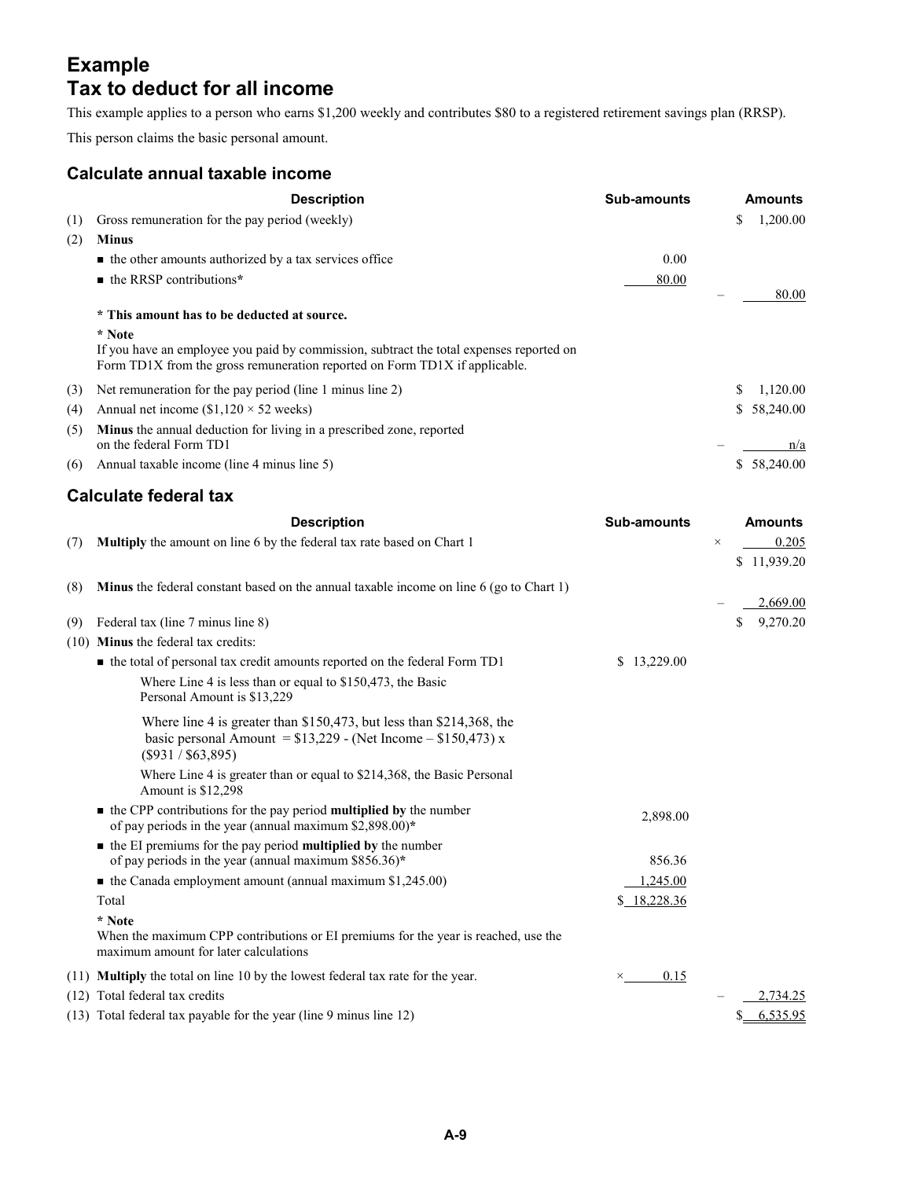# Example
# Tax to deduct for all income

This example applies to a person who earns $1,200 weekly and contributes $80 to a registered retirement savings plan (RRSP).

This person claims the basic personal amount.

## Calculate annual taxable income

| | Description | Sub-amounts | Amounts |
|---|---|---|---|
| (1) | Gross remuneration for the pay period (weekly) | | $ 1,200.00 |
| (2) | **Minus** | | |
| | ■ the other amounts authorized by a tax services office | 0.00 | |
| | ■ the RRSP contributions* | 80.00 | – 80.00 |
| | **\* This amount has to be deducted at source.** | | |
| | **\* Note** If you have an employee you paid by commission, subtract the total expenses reported on Form TD1X from the gross remuneration reported on Form TD1X if applicable. | | |
| (3) | Net remuneration for the pay period (line 1 minus line 2) | | $ 1,120.00 |
| (4) | Annual net income ($1,120 × 52 weeks) | | $ 58,240.00 |
| (5) | **Minus** the annual deduction for living in a prescribed zone, reported on the federal Form TD1 | | – n/a |
| (6) | Annual taxable income (line 4 minus line 5) | | $ 58,240.00 |

## Calculate federal tax

| | Description | Sub-amounts | Amounts |
|---|---|---|---|
| (7) | **Multiply** the amount on line 6 by the federal tax rate based on Chart 1 | | × 0.205 |
| | | | $ 11,939.20 |
| (8) | **Minus** the federal constant based on the annual taxable income on line 6 (go to Chart 1) | | – 2,669.00 |
| (9) | Federal tax (line 7 minus line 8) | | $ 9,270.20 |
| (10) | **Minus** the federal tax credits: | | |
| | ■ the total of personal tax credit amounts reported on the federal Form TD1 | $ 13,229.00 | |
| | Where Line 4 is less than or equal to $150,473, the Basic Personal Amount is $13,229 | | |
| | Where line 4 is greater than $150,473, but less than $214,368, the basic personal Amount = $13,229 - (Net Income – $150,473) x ($931 / $63,895) | | |
| | Where Line 4 is greater than or equal to $214,368, the Basic Personal Amount is $12,298 | | |
| | ■ the CPP contributions for the pay period **multiplied by** the number of pay periods in the year (annual maximum $2,898.00)* | 2,898.00 | |
| | ■ the EI premiums for the pay period **multiplied by** the number of pay periods in the year (annual maximum $856.36)* | 856.36 | |
| | ■ the Canada employment amount (annual maximum $1,245.00) | 1,245.00 | |
| | Total | $ 18,228.36 | |
| | **\* Note** When the maximum CPP contributions or EI premiums for the year is reached, use the maximum amount for later calculations | | |
| (11) | **Multiply** the total on line 10 by the lowest federal tax rate for the year. | × 0.15 | |
| (12) | Total federal tax credits | | – 2,734.25 |
| (13) | Total federal tax payable for the year (line 9 minus line 12) | | $ 6,535.95 |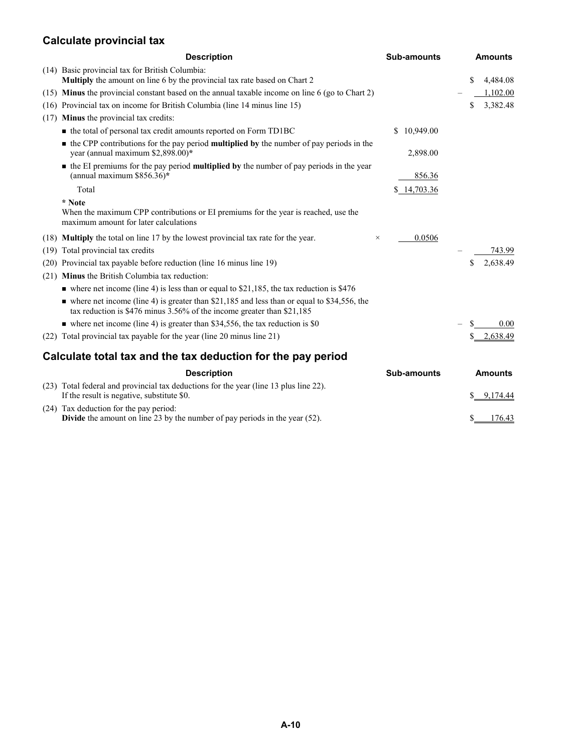## Calculate provincial tax

| Description | Sub-amounts | Amounts |
|---|---|---|
| (14) Basic provincial tax for British Columbia: **Multiply** the amount on line 6 by the provincial tax rate based on Chart 2 | | \$ 4,484.08 |
| (15) **Minus** the provincial constant based on the annual taxable income on line 6 (go to Chart 2) | | – 1,102.00 |
| (16) Provincial tax on income for British Columbia (line 14 minus line 15) | | \$ 3,382.48 |
| (17) **Minus** the provincial tax credits: | | |
| ■ the total of personal tax credit amounts reported on Form TD1BC | \$ 10,949.00 | |
| ■ the CPP contributions for the pay period **multiplied by** the number of pay periods in the year (annual maximum \$2,898.00)* | 2,898.00 | |
| ■ the EI premiums for the pay period **multiplied by** the number of pay periods in the year (annual maximum \$856.36)* | 856.36 | |
| Total | \$ 14,703.36 | |
| **\* Note** When the maximum CPP contributions or EI premiums for the year is reached, use the maximum amount for later calculations | | |
| (18) **Multiply** the total on line 17 by the lowest provincial tax rate for the year. | × 0.0506 | |
| (19) Total provincial tax credits | | – 743.99 |
| (20) Provincial tax payable before reduction (line 16 minus line 19) | | \$ 2,638.49 |
| (21) **Minus** the British Columbia tax reduction: | | |
| ■ where net income (line 4) is less than or equal to \$21,185, the tax reduction is \$476 | | |
| ■ where net income (line 4) is greater than \$21,185 and less than or equal to \$34,556, the tax reduction is \$476 minus 3.56% of the income greater than \$21,185 | | |
| ■ where net income (line 4) is greater than \$34,556, the tax reduction is \$0 | | – \$ 0.00 |
| (22) Total provincial tax payable for the year (line 20 minus line 21) | | \$ 2,638.49 |

## Calculate total tax and the tax deduction for the pay period

| Description | Sub-amounts | Amounts |
|---|---|---|
| (23) Total federal and provincial tax deductions for the year (line 13 plus line 22). If the result is negative, substitute \$0. | | \$ 9,174.44 |
| (24) Tax deduction for the pay period: **Divide** the amount on line 23 by the number of pay periods in the year (52). | | \$ 176.43 |